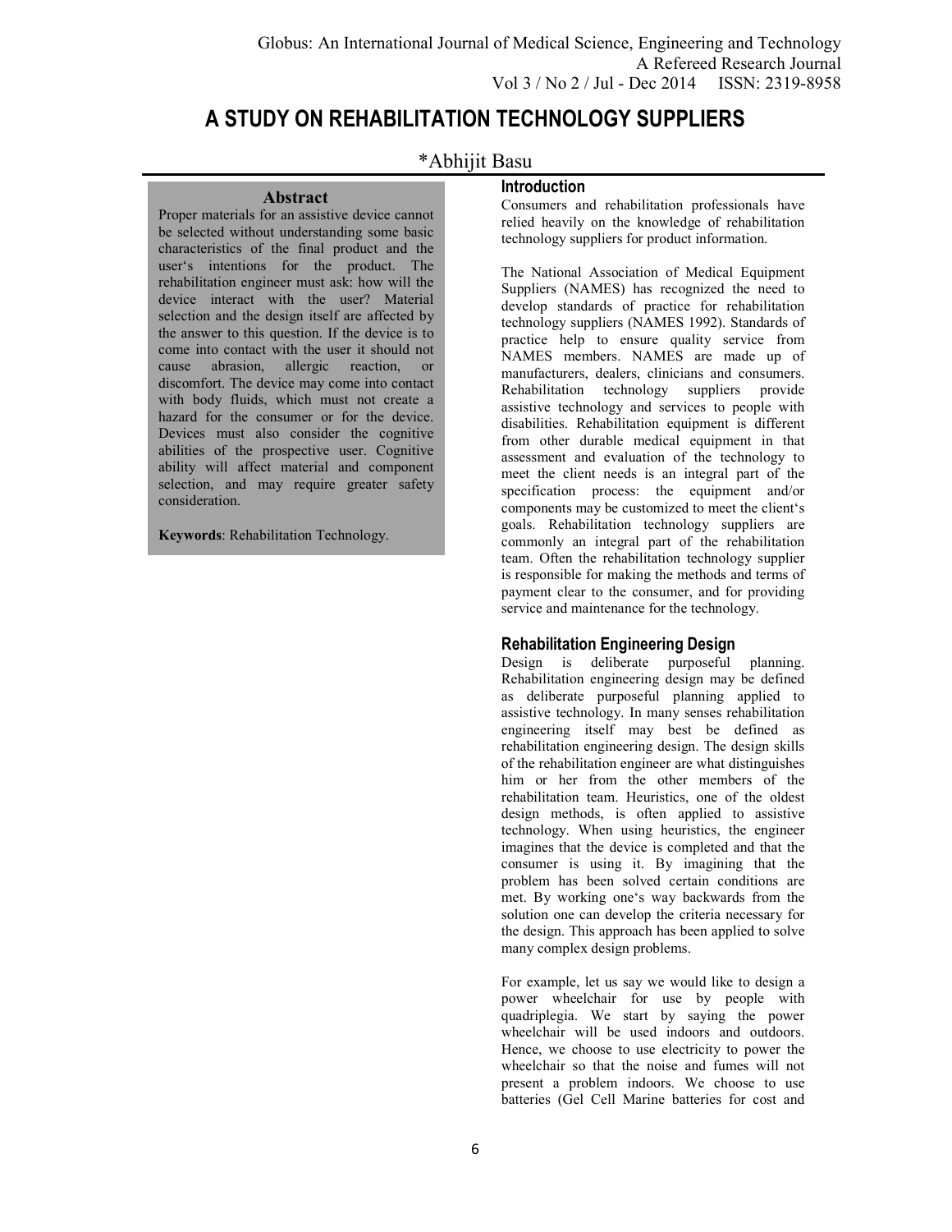# A STUDY ON REHABILITATION TECHNOLOGY SUPPLIERS

*Abhijit Basu

## Abstract

Proper materials for an assistive device cannot be selected without understanding some basic characteristics of the final product and the user's intentions for the product. The rehabilitation engineer must ask: how will the device interact with the user? Material selection and the design itself are affected by the answer to this question. If the device is to come into contact with the user it should not cause abrasion, allergic reaction, or discomfort. The device may come into contact with body fluids, which must not create a hazard for the consumer or for the device. Devices must also consider the cognitive abilities of the prospective user. Cognitive ability will affect material and component selection, and may require greater safety consideration.

**Keywords**: Rehabilitation Technology.

## Introduction

Consumers and rehabilitation professionals have relied heavily on the knowledge of rehabilitation technology suppliers for product information.

The National Association of Medical Equipment Suppliers (NAMES) has recognized the need to develop standards of practice for rehabilitation technology suppliers (NAMES 1992). Standards of practice help to ensure quality service from NAMES members. NAMES are made up of manufacturers, dealers, clinicians and consumers. Rehabilitation technology suppliers provide assistive technology and services to people with disabilities. Rehabilitation equipment is different from other durable medical equipment in that assessment and evaluation of the technology to meet the client needs is an integral part of the specification process: the equipment and/or components may be customized to meet the client's goals. Rehabilitation technology suppliers are commonly an integral part of the rehabilitation team. Often the rehabilitation technology supplier is responsible for making the methods and terms of payment clear to the consumer, and for providing service and maintenance for the technology.

## Rehabilitation Engineering Design

Design is deliberate purposeful planning. Rehabilitation engineering design may be defined as deliberate purposeful planning applied to assistive technology. In many senses rehabilitation engineering itself may best be defined as rehabilitation engineering design. The design skills of the rehabilitation engineer are what distinguishes him or her from the other members of the rehabilitation team. Heuristics, one of the oldest design methods, is often applied to assistive technology. When using heuristics, the engineer imagines that the device is completed and that the consumer is using it. By imagining that the problem has been solved certain conditions are met. By working one's way backwards from the solution one can develop the criteria necessary for the design. This approach has been applied to solve many complex design problems.

For example, let us say we would like to design a power wheelchair for use by people with quadriplegia. We start by saying the power wheelchair will be used indoors and outdoors. Hence, we choose to use electricity to power the wheelchair so that the noise and fumes will not present a problem indoors. We choose to use batteries (Gel Cell Marine batteries for cost and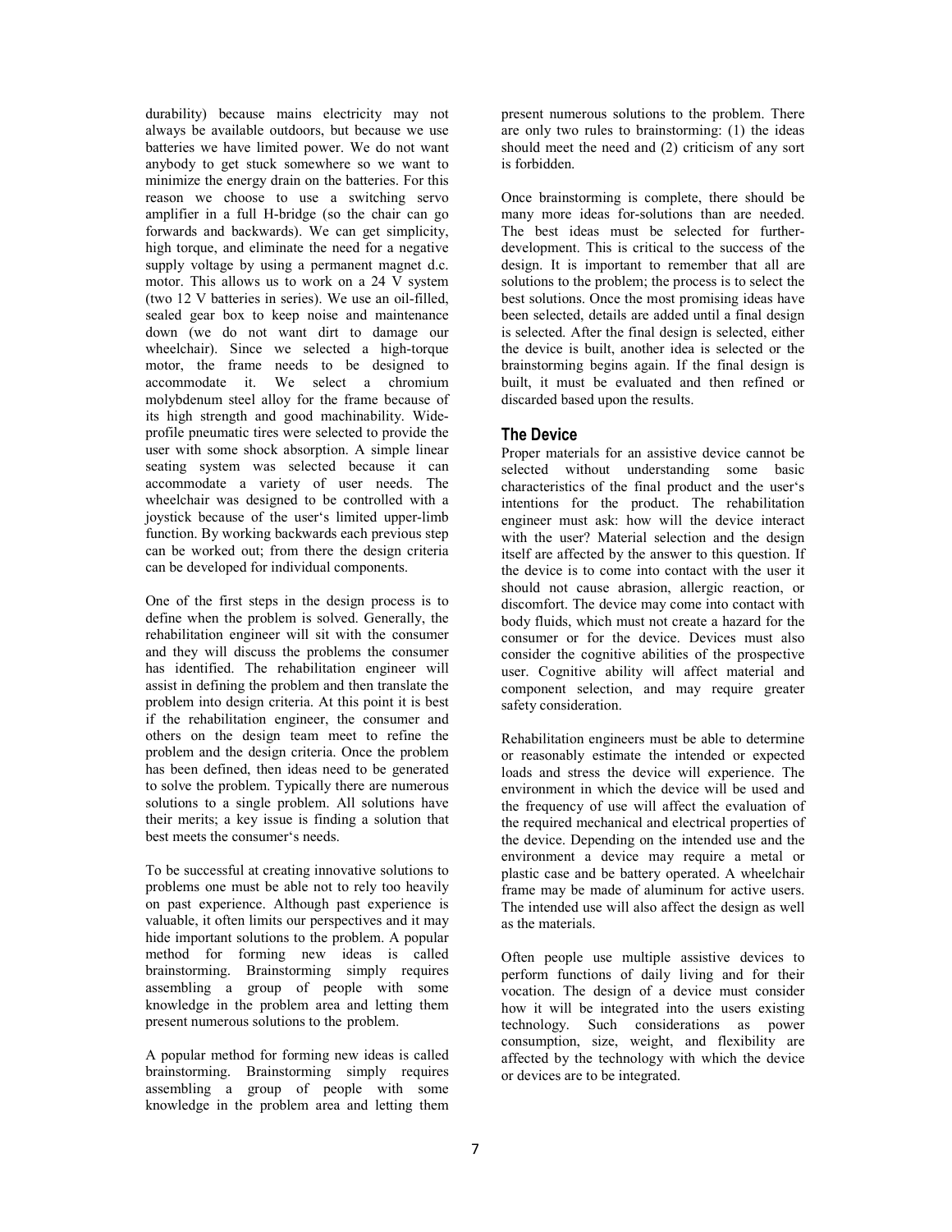durability) because mains electricity may not always be available outdoors, but because we use batteries we have limited power. We do not want anybody to get stuck somewhere so we want to minimize the energy drain on the batteries. For this reason we choose to use a switching servo amplifier in a full H-bridge (so the chair can go forwards and backwards). We can get simplicity, high torque, and eliminate the need for a negative supply voltage by using a permanent magnet d.c. motor. This allows us to work on a 24 V system (two 12 V batteries in series). We use an oil-filled, sealed gear box to keep noise and maintenance down (we do not want dirt to damage our wheelchair). Since we selected a high-torque motor, the frame needs to be designed to accommodate it. We select a chromium molybdenum steel alloy for the frame because of its high strength and good machinability. Wide-profile pneumatic tires were selected to provide the user with some shock absorption. A simple linear seating system was selected because it can accommodate a variety of user needs. The wheelchair was designed to be controlled with a joystick because of the user's limited upper-limb function. By working backwards each previous step can be worked out; from there the design criteria can be developed for individual components.

One of the first steps in the design process is to define when the problem is solved. Generally, the rehabilitation engineer will sit with the consumer and they will discuss the problems the consumer has identified. The rehabilitation engineer will assist in defining the problem and then translate the problem into design criteria. At this point it is best if the rehabilitation engineer, the consumer and others on the design team meet to refine the problem and the design criteria. Once the problem has been defined, then ideas need to be generated to solve the problem. Typically there are numerous solutions to a single problem. All solutions have their merits; a key issue is finding a solution that best meets the consumer's needs.

To be successful at creating innovative solutions to problems one must be able not to rely too heavily on past experience. Although past experience is valuable, it often limits our perspectives and it may hide important solutions to the problem. A popular method for forming new ideas is called brainstorming. Brainstorming simply requires assembling a group of people with some knowledge in the problem area and letting them present numerous solutions to the problem.

A popular method for forming new ideas is called brainstorming. Brainstorming simply requires assembling a group of people with some knowledge in the problem area and letting them present numerous solutions to the problem. There are only two rules to brainstorming: (1) the ideas should meet the need and (2) criticism of any sort is forbidden.

Once brainstorming is complete, there should be many more ideas for-solutions than are needed. The best ideas must be selected for further-development. This is critical to the success of the design. It is important to remember that all are solutions to the problem; the process is to select the best solutions. Once the most promising ideas have been selected, details are added until a final design is selected. After the final design is selected, either the device is built, another idea is selected or the brainstorming begins again. If the final design is built, it must be evaluated and then refined or discarded based upon the results.

## The Device

Proper materials for an assistive device cannot be selected without understanding some basic characteristics of the final product and the user's intentions for the product. The rehabilitation engineer must ask: how will the device interact with the user? Material selection and the design itself are affected by the answer to this question. If the device is to come into contact with the user it should not cause abrasion, allergic reaction, or discomfort. The device may come into contact with body fluids, which must not create a hazard for the consumer or for the device. Devices must also consider the cognitive abilities of the prospective user. Cognitive ability will affect material and component selection, and may require greater safety consideration.

Rehabilitation engineers must be able to determine or reasonably estimate the intended or expected loads and stress the device will experience. The environment in which the device will be used and the frequency of use will affect the evaluation of the required mechanical and electrical properties of the device. Depending on the intended use and the environment a device may require a metal or plastic case and be battery operated. A wheelchair frame may be made of aluminum for active users. The intended use will also affect the design as well as the materials.

Often people use multiple assistive devices to perform functions of daily living and for their vocation. The design of a device must consider how it will be integrated into the users existing technology. Such considerations as power consumption, size, weight, and flexibility are affected by the technology with which the device or devices are to be integrated.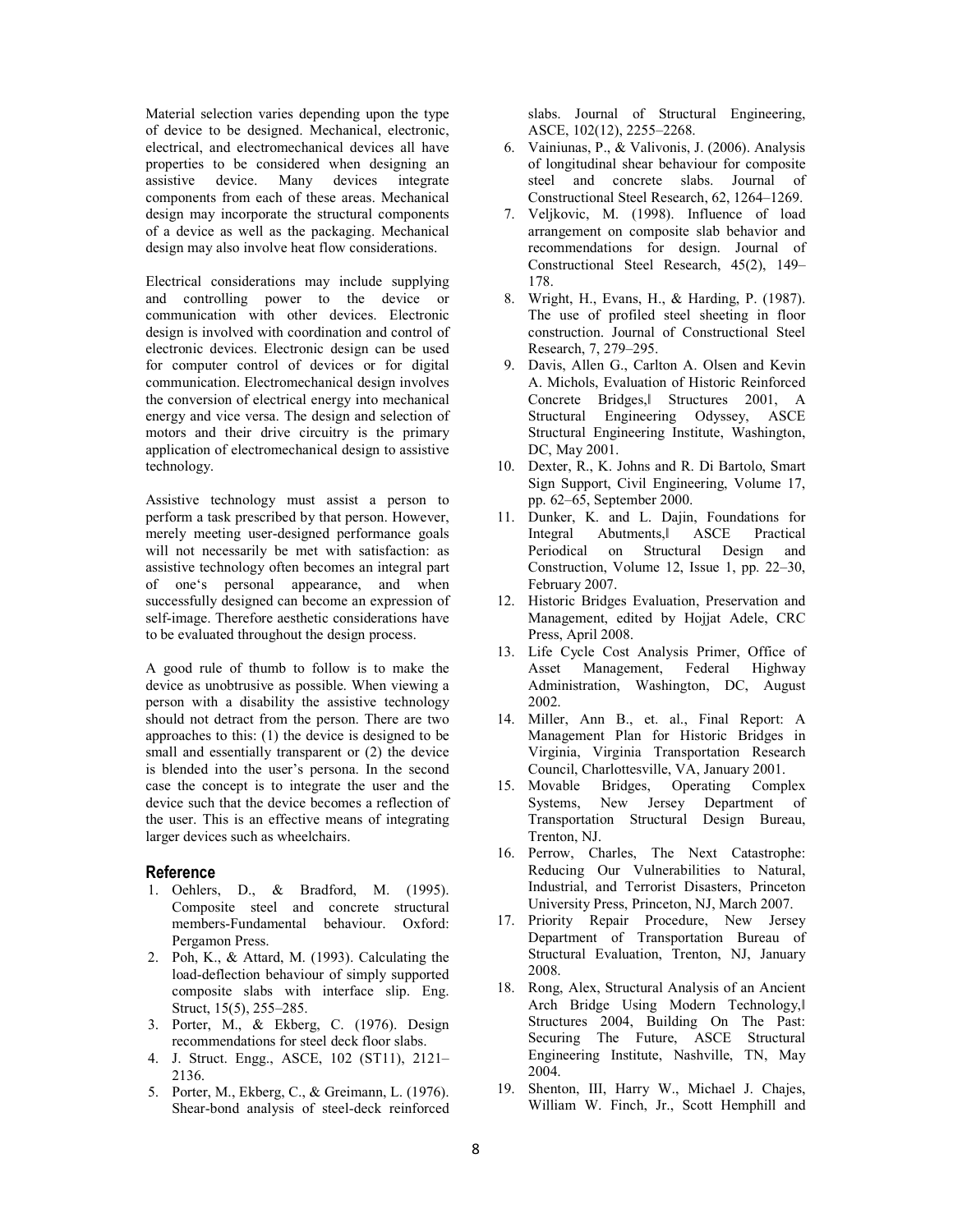Material selection varies depending upon the type of device to be designed. Mechanical, electronic, electrical, and electromechanical devices all have properties to be considered when designing an assistive device. Many devices integrate components from each of these areas. Mechanical design may incorporate the structural components of a device as well as the packaging. Mechanical design may also involve heat flow considerations.

Electrical considerations may include supplying and controlling power to the device or communication with other devices. Electronic design is involved with coordination and control of electronic devices. Electronic design can be used for computer control of devices or for digital communication. Electromechanical design involves the conversion of electrical energy into mechanical energy and vice versa. The design and selection of motors and their drive circuitry is the primary application of electromechanical design to assistive technology.

Assistive technology must assist a person to perform a task prescribed by that person. However, merely meeting user-designed performance goals will not necessarily be met with satisfaction: as assistive technology often becomes an integral part of one's personal appearance, and when successfully designed can become an expression of self-image. Therefore aesthetic considerations have to be evaluated throughout the design process.

A good rule of thumb to follow is to make the device as unobtrusive as possible. When viewing a person with a disability the assistive technology should not detract from the person. There are two approaches to this: (1) the device is designed to be small and essentially transparent or (2) the device is blended into the user's persona. In the second case the concept is to integrate the user and the device such that the device becomes a reflection of the user. This is an effective means of integrating larger devices such as wheelchairs.

## Reference

1. Oehlers, D., & Bradford, M. (1995). Composite steel and concrete structural members-Fundamental behaviour. Oxford: Pergamon Press.
2. Poh, K., & Attard, M. (1993). Calculating the load-deflection behaviour of simply supported composite slabs with interface slip. Eng. Struct, 15(5), 255–285.
3. Porter, M., & Ekberg, C. (1976). Design recommendations for steel deck floor slabs.
4. J. Struct. Engg., ASCE, 102 (ST11), 2121–2136.
5. Porter, M., Ekberg, C., & Greimann, L. (1976). Shear-bond analysis of steel-deck reinforced slabs. Journal of Structural Engineering, ASCE, 102(12), 2255–2268.
6. Vainiunas, P., & Valivonis, J. (2006). Analysis of longitudinal shear behaviour for composite steel and concrete slabs. Journal of Constructional Steel Research, 62, 1264–1269.
7. Veljkovic, M. (1998). Influence of load arrangement on composite slab behavior and recommendations for design. Journal of Constructional Steel Research, 45(2), 149–178.
8. Wright, H., Evans, H., & Harding, P. (1987). The use of profiled steel sheeting in floor construction. Journal of Constructional Steel Research, 7, 279–295.
9. Davis, Allen G., Carlton A. Olsen and Kevin A. Michols, Evaluation of Historic Reinforced Concrete Bridges,‖ Structures 2001, A Structural Engineering Odyssey, ASCE Structural Engineering Institute, Washington, DC, May 2001.
10. Dexter, R., K. Johns and R. Di Bartolo, Smart Sign Support, Civil Engineering, Volume 17, pp. 62–65, September 2000.
11. Dunker, K. and L. Dajin, Foundations for Integral Abutments,‖ ASCE Practical Periodical on Structural Design and Construction, Volume 12, Issue 1, pp. 22–30, February 2007.
12. Historic Bridges Evaluation, Preservation and Management, edited by Hojjat Adele, CRC Press, April 2008.
13. Life Cycle Cost Analysis Primer, Office of Asset Management, Federal Highway Administration, Washington, DC, August 2002.
14. Miller, Ann B., et. al., Final Report: A Management Plan for Historic Bridges in Virginia, Virginia Transportation Research Council, Charlottesville, VA, January 2001.
15. Movable Bridges, Operating Complex Systems, New Jersey Department of Transportation Structural Design Bureau, Trenton, NJ.
16. Perrow, Charles, The Next Catastrophe: Reducing Our Vulnerabilities to Natural, Industrial, and Terrorist Disasters, Princeton University Press, Princeton, NJ, March 2007.
17. Priority Repair Procedure, New Jersey Department of Transportation Bureau of Structural Evaluation, Trenton, NJ, January 2008.
18. Rong, Alex, Structural Analysis of an Ancient Arch Bridge Using Modern Technology,‖ Structures 2004, Building On The Past: Securing The Future, ASCE Structural Engineering Institute, Nashville, TN, May 2004.
19. Shenton, III, Harry W., Michael J. Chajes, William W. Finch, Jr., Scott Hemphill and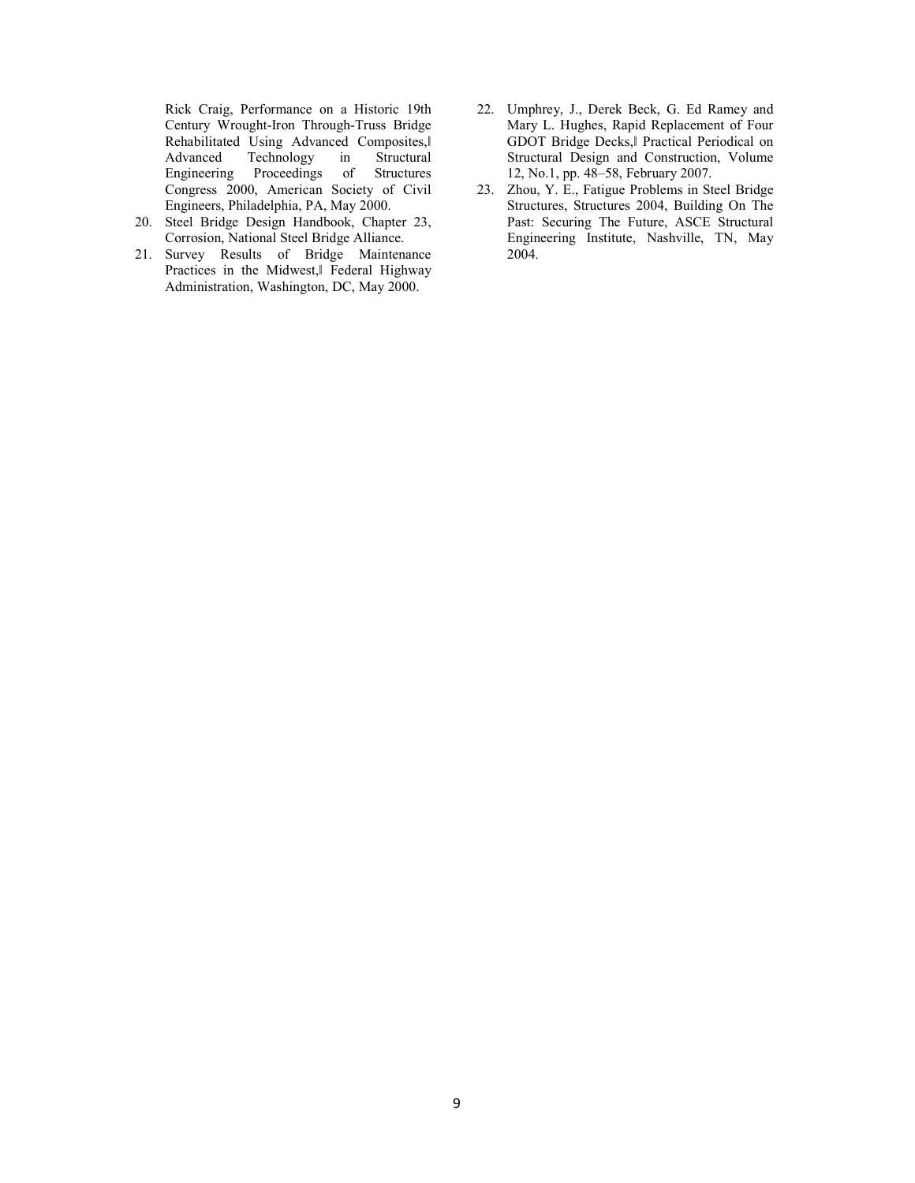Rick Craig, Performance on a Historic 19th Century Wrought-Iron Through-Truss Bridge Rehabilitated Using Advanced Composites,‖ Advanced Technology in Structural Engineering Proceedings of Structures Congress 2000, American Society of Civil Engineers, Philadelphia, PA, May 2000.

20. Steel Bridge Design Handbook, Chapter 23, Corrosion, National Steel Bridge Alliance.
21. Survey Results of Bridge Maintenance Practices in the Midwest,‖ Federal Highway Administration, Washington, DC, May 2000.
22. Umphrey, J., Derek Beck, G. Ed Ramey and Mary L. Hughes, Rapid Replacement of Four GDOT Bridge Decks,‖ Practical Periodical on Structural Design and Construction, Volume 12, No.1, pp. 48–58, February 2007.
23. Zhou, Y. E., Fatigue Problems in Steel Bridge Structures, Structures 2004, Building On The Past: Securing The Future, ASCE Structural Engineering Institute, Nashville, TN, May 2004.